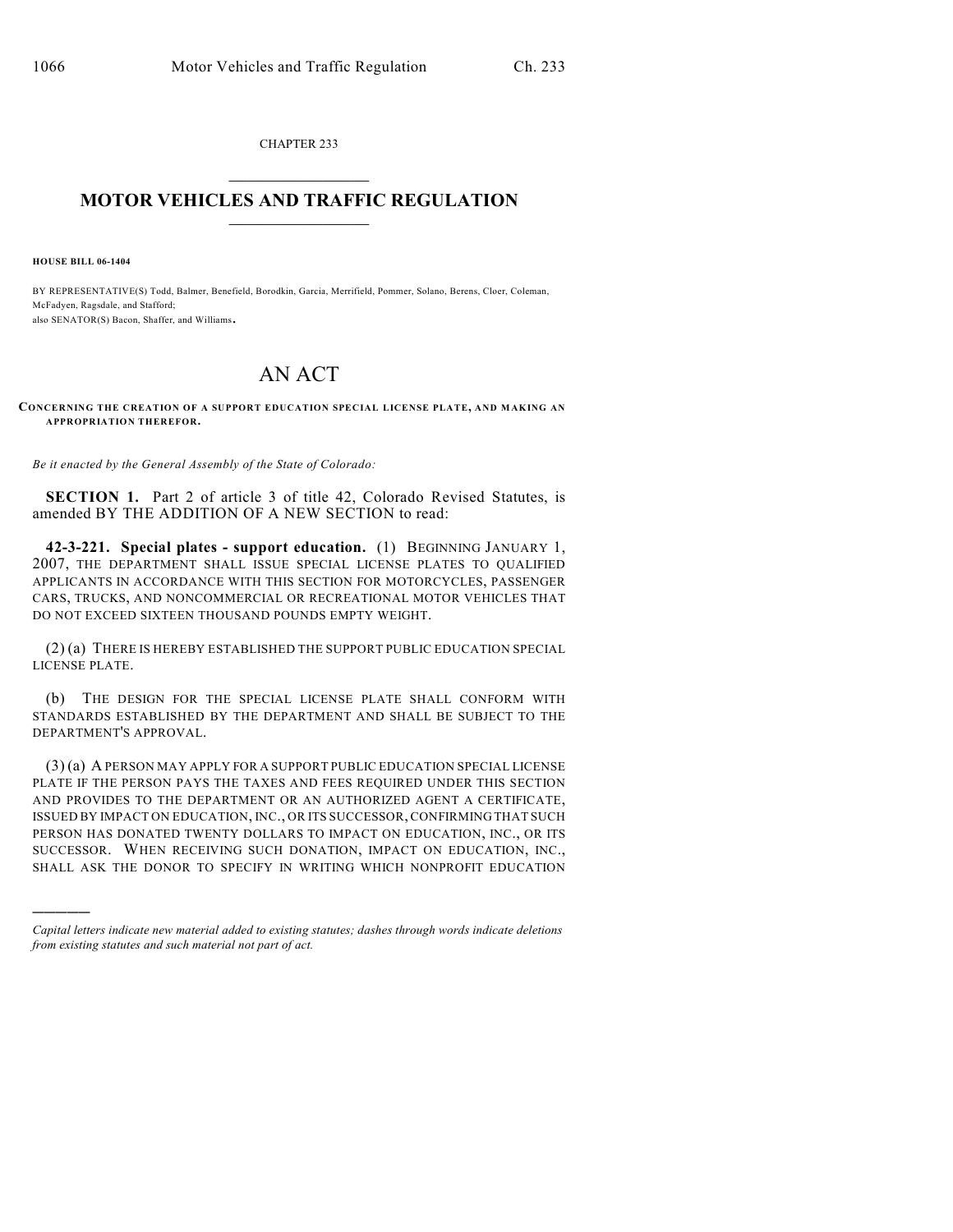CHAPTER 233

# MOTOR VEHICLES AND TRAFFIC REGULATION

**HOUSE BILL 06-1404**

BY REPRESENTATIVE(S) Todd, Balmer, Benefield, Borodkin, Garcia, Merrifield, Pommer, Solano, Berens, Cloer, Coleman, McFadyen, Ragsdale, and Stafford;
also SENATOR(S) Bacon, Shaffer, and Williams.

# AN ACT

**CONCERNING THE CREATION OF A SUPPORT EDUCATION SPECIAL LICENSE PLATE, AND MAKING AN APPROPRIATION THEREFOR.**

*Be it enacted by the General Assembly of the State of Colorado:*

**SECTION 1.** Part 2 of article 3 of title 42, Colorado Revised Statutes, is amended BY THE ADDITION OF A NEW SECTION to read:

**42-3-221. Special plates - support education.** (1) BEGINNING JANUARY 1, 2007, THE DEPARTMENT SHALL ISSUE SPECIAL LICENSE PLATES TO QUALIFIED APPLICANTS IN ACCORDANCE WITH THIS SECTION FOR MOTORCYCLES, PASSENGER CARS, TRUCKS, AND NONCOMMERCIAL OR RECREATIONAL MOTOR VEHICLES THAT DO NOT EXCEED SIXTEEN THOUSAND POUNDS EMPTY WEIGHT.

(2) (a) THERE IS HEREBY ESTABLISHED THE SUPPORT PUBLIC EDUCATION SPECIAL LICENSE PLATE.

(b) THE DESIGN FOR THE SPECIAL LICENSE PLATE SHALL CONFORM WITH STANDARDS ESTABLISHED BY THE DEPARTMENT AND SHALL BE SUBJECT TO THE DEPARTMENT'S APPROVAL.

(3) (a) A PERSON MAY APPLY FOR A SUPPORT PUBLIC EDUCATION SPECIAL LICENSE PLATE IF THE PERSON PAYS THE TAXES AND FEES REQUIRED UNDER THIS SECTION AND PROVIDES TO THE DEPARTMENT OR AN AUTHORIZED AGENT A CERTIFICATE, ISSUED BY IMPACT ON EDUCATION, INC., OR ITS SUCCESSOR, CONFIRMING THAT SUCH PERSON HAS DONATED TWENTY DOLLARS TO IMPACT ON EDUCATION, INC., OR ITS SUCCESSOR. WHEN RECEIVING SUCH DONATION, IMPACT ON EDUCATION, INC., SHALL ASK THE DONOR TO SPECIFY IN WRITING WHICH NONPROFIT EDUCATION

---

*Capital letters indicate new material added to existing statutes; dashes through words indicate deletions from existing statutes and such material not part of act.*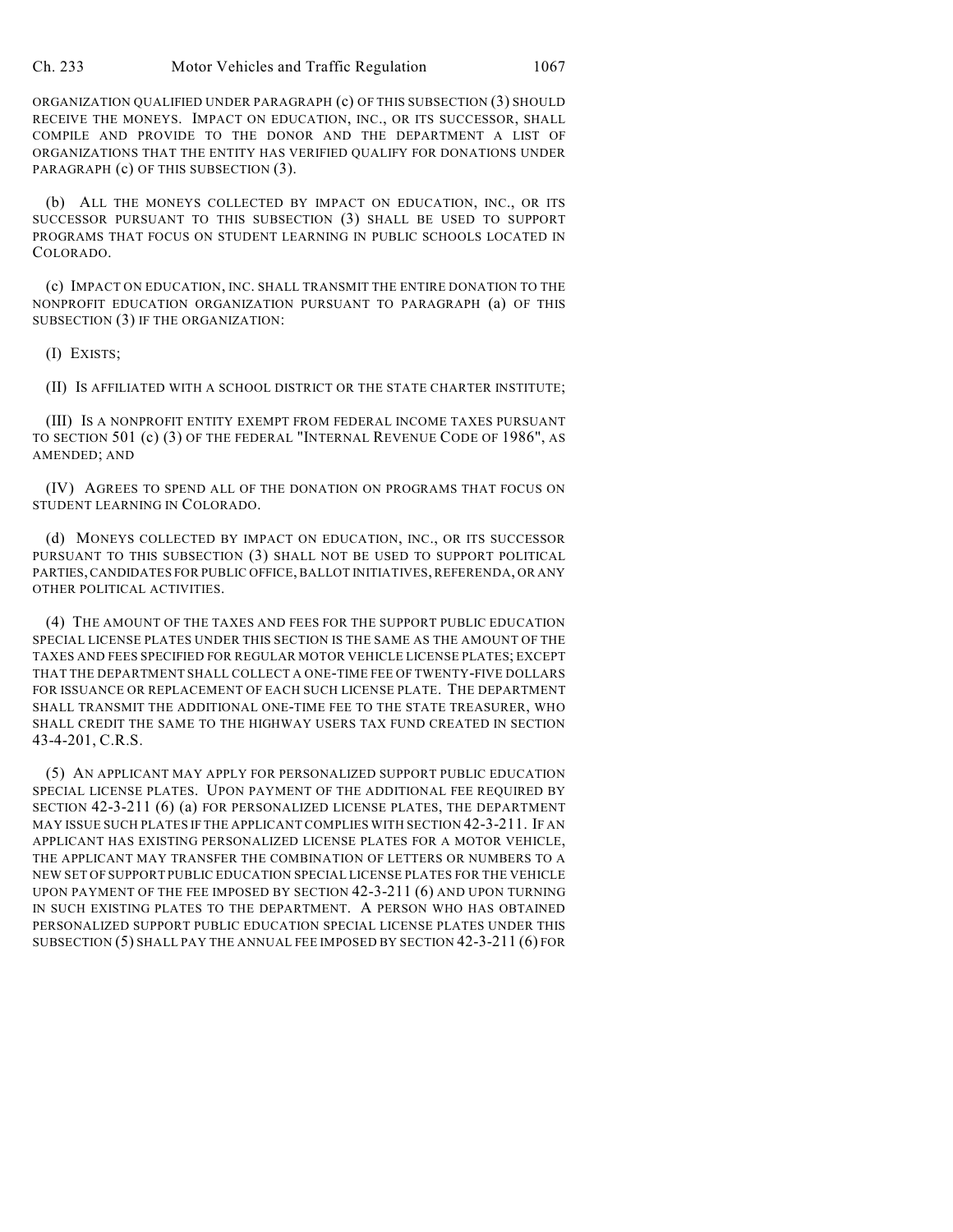ORGANIZATION QUALIFIED UNDER PARAGRAPH (c) OF THIS SUBSECTION (3) SHOULD RECEIVE THE MONEYS. IMPACT ON EDUCATION, INC., OR ITS SUCCESSOR, SHALL COMPILE AND PROVIDE TO THE DONOR AND THE DEPARTMENT A LIST OF ORGANIZATIONS THAT THE ENTITY HAS VERIFIED QUALIFY FOR DONATIONS UNDER PARAGRAPH (c) OF THIS SUBSECTION (3).

(b) ALL THE MONEYS COLLECTED BY IMPACT ON EDUCATION, INC., OR ITS SUCCESSOR PURSUANT TO THIS SUBSECTION (3) SHALL BE USED TO SUPPORT PROGRAMS THAT FOCUS ON STUDENT LEARNING IN PUBLIC SCHOOLS LOCATED IN COLORADO.

(c) IMPACT ON EDUCATION, INC. SHALL TRANSMIT THE ENTIRE DONATION TO THE NONPROFIT EDUCATION ORGANIZATION PURSUANT TO PARAGRAPH (a) OF THIS SUBSECTION (3) IF THE ORGANIZATION:

(I) EXISTS;

(II) IS AFFILIATED WITH A SCHOOL DISTRICT OR THE STATE CHARTER INSTITUTE;

(III) IS A NONPROFIT ENTITY EXEMPT FROM FEDERAL INCOME TAXES PURSUANT TO SECTION 501 (c) (3) OF THE FEDERAL "INTERNAL REVENUE CODE OF 1986", AS AMENDED; AND

(IV) AGREES TO SPEND ALL OF THE DONATION ON PROGRAMS THAT FOCUS ON STUDENT LEARNING IN COLORADO.

(d) MONEYS COLLECTED BY IMPACT ON EDUCATION, INC., OR ITS SUCCESSOR PURSUANT TO THIS SUBSECTION (3) SHALL NOT BE USED TO SUPPORT POLITICAL PARTIES, CANDIDATES FOR PUBLIC OFFICE, BALLOT INITIATIVES, REFERENDA, OR ANY OTHER POLITICAL ACTIVITIES.

(4) THE AMOUNT OF THE TAXES AND FEES FOR THE SUPPORT PUBLIC EDUCATION SPECIAL LICENSE PLATES UNDER THIS SECTION IS THE SAME AS THE AMOUNT OF THE TAXES AND FEES SPECIFIED FOR REGULAR MOTOR VEHICLE LICENSE PLATES; EXCEPT THAT THE DEPARTMENT SHALL COLLECT A ONE-TIME FEE OF TWENTY-FIVE DOLLARS FOR ISSUANCE OR REPLACEMENT OF EACH SUCH LICENSE PLATE. THE DEPARTMENT SHALL TRANSMIT THE ADDITIONAL ONE-TIME FEE TO THE STATE TREASURER, WHO SHALL CREDIT THE SAME TO THE HIGHWAY USERS TAX FUND CREATED IN SECTION 43-4-201, C.R.S.

(5) AN APPLICANT MAY APPLY FOR PERSONALIZED SUPPORT PUBLIC EDUCATION SPECIAL LICENSE PLATES. UPON PAYMENT OF THE ADDITIONAL FEE REQUIRED BY SECTION 42-3-211 (6) (a) FOR PERSONALIZED LICENSE PLATES, THE DEPARTMENT MAY ISSUE SUCH PLATES IF THE APPLICANT COMPLIES WITH SECTION 42-3-211. IF AN APPLICANT HAS EXISTING PERSONALIZED LICENSE PLATES FOR A MOTOR VEHICLE, THE APPLICANT MAY TRANSFER THE COMBINATION OF LETTERS OR NUMBERS TO A NEW SET OF SUPPORT PUBLIC EDUCATION SPECIAL LICENSE PLATES FOR THE VEHICLE UPON PAYMENT OF THE FEE IMPOSED BY SECTION 42-3-211 (6) AND UPON TURNING IN SUCH EXISTING PLATES TO THE DEPARTMENT. A PERSON WHO HAS OBTAINED PERSONALIZED SUPPORT PUBLIC EDUCATION SPECIAL LICENSE PLATES UNDER THIS SUBSECTION (5) SHALL PAY THE ANNUAL FEE IMPOSED BY SECTION 42-3-211 (6) FOR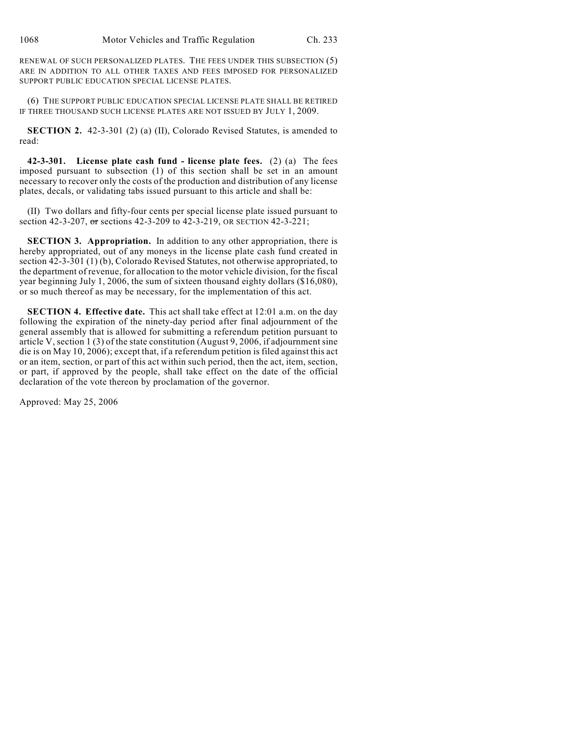RENEWAL OF SUCH PERSONALIZED PLATES. THE FEES UNDER THIS SUBSECTION (5) ARE IN ADDITION TO ALL OTHER TAXES AND FEES IMPOSED FOR PERSONALIZED SUPPORT PUBLIC EDUCATION SPECIAL LICENSE PLATES.

(6) THE SUPPORT PUBLIC EDUCATION SPECIAL LICENSE PLATE SHALL BE RETIRED IF THREE THOUSAND SUCH LICENSE PLATES ARE NOT ISSUED BY JULY 1, 2009.

**SECTION 2.** 42-3-301 (2) (a) (II), Colorado Revised Statutes, is amended to read:

**42-3-301. License plate cash fund - license plate fees.** (2) (a) The fees imposed pursuant to subsection (1) of this section shall be set in an amount necessary to recover only the costs of the production and distribution of any license plates, decals, or validating tabs issued pursuant to this article and shall be:

(II) Two dollars and fifty-four cents per special license plate issued pursuant to section 42-3-207, ~~or~~ sections 42-3-209 to 42-3-219, OR SECTION 42-3-221;

**SECTION 3. Appropriation.** In addition to any other appropriation, there is hereby appropriated, out of any moneys in the license plate cash fund created in section 42-3-301 (1) (b), Colorado Revised Statutes, not otherwise appropriated, to the department of revenue, for allocation to the motor vehicle division, for the fiscal year beginning July 1, 2006, the sum of sixteen thousand eighty dollars ($16,080), or so much thereof as may be necessary, for the implementation of this act.

**SECTION 4. Effective date.** This act shall take effect at 12:01 a.m. on the day following the expiration of the ninety-day period after final adjournment of the general assembly that is allowed for submitting a referendum petition pursuant to article V, section 1 (3) of the state constitution (August 9, 2006, if adjournment sine die is on May 10, 2006); except that, if a referendum petition is filed against this act or an item, section, or part of this act within such period, then the act, item, section, or part, if approved by the people, shall take effect on the date of the official declaration of the vote thereon by proclamation of the governor.

Approved: May 25, 2006